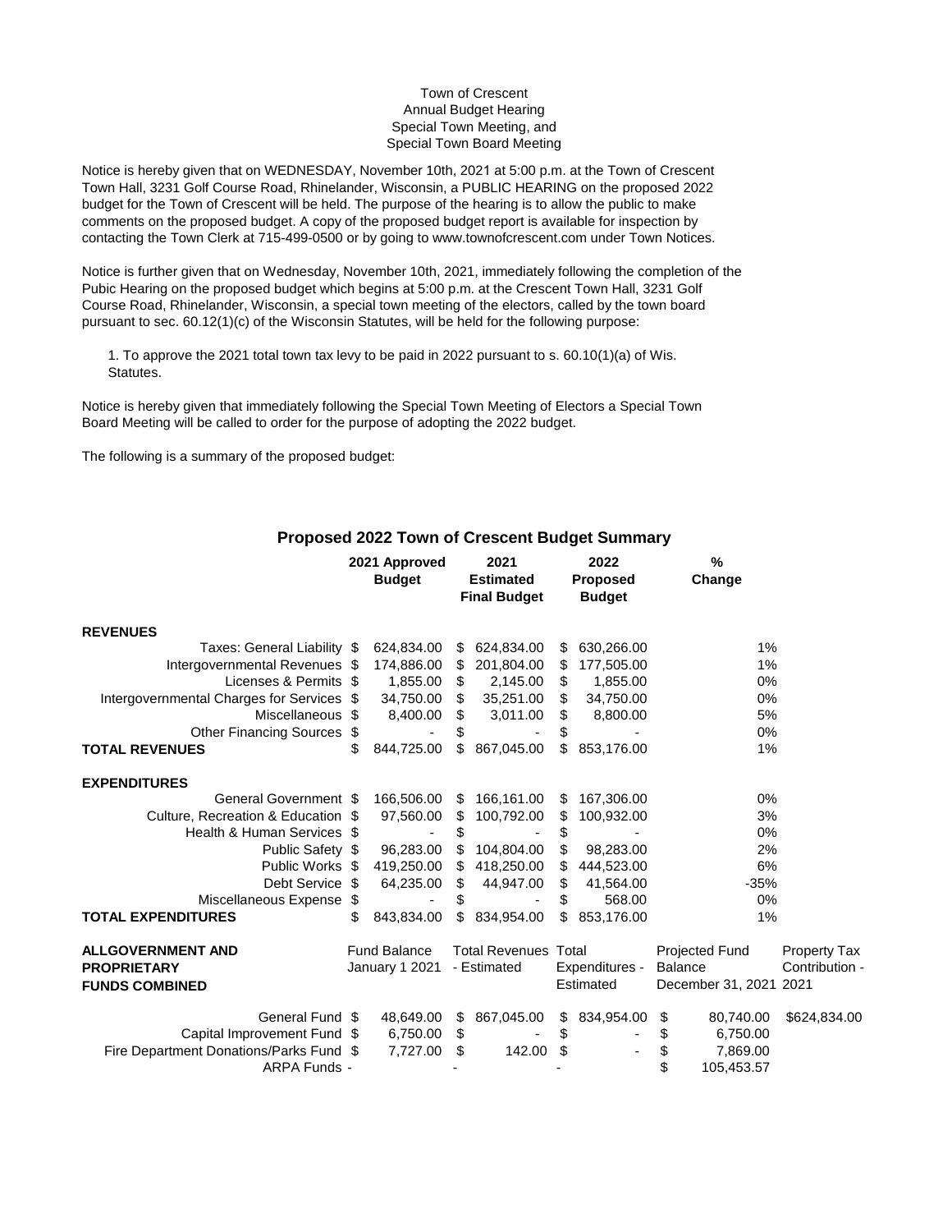Town of Crescent
Annual Budget Hearing
Special Town Meeting, and
Special Town Board Meeting

Notice is hereby given that on WEDNESDAY, November 10th, 2021 at 5:00 p.m. at the Town of Crescent Town Hall, 3231 Golf Course Road, Rhinelander, Wisconsin, a PUBLIC HEARING on the proposed 2022 budget for the Town of Crescent will be held. The purpose of the hearing is to allow the public to make comments on the proposed budget. A copy of the proposed budget report is available for inspection by contacting the Town Clerk at 715-499-0500 or by going to www.townofcrescent.com under Town Notices.

Notice is further given that on Wednesday, November 10th, 2021, immediately following the completion of the Pubic Hearing on the proposed budget which begins at 5:00 p.m. at the Crescent Town Hall, 3231 Golf Course Road, Rhinelander, Wisconsin, a special town meeting of the electors, called by the town board pursuant to sec. 60.12(1)(c) of the Wisconsin Statutes, will be held for the following purpose:

1. To approve the 2021 total town tax levy to be paid in 2022 pursuant to s. 60.10(1)(a) of Wis. Statutes.

Notice is hereby given that immediately following the Special Town Meeting of Electors a Special Town Board Meeting will be called to order for the purpose of adopting the 2022 budget.

The following is a summary of the proposed budget:

## Proposed 2022 Town of Crescent Budget Summary

| | 2021 Approved Budget | 2021 Estimated Final Budget | 2022 Proposed Budget | % Change |
|---|---|---|---|---|
| **REVENUES** | | | | |
| Taxes: General Liability | $ 624,834.00 | $ 624,834.00 | $ 630,266.00 | 1% |
| Intergovernmental Revenues | $ 174,886.00 | $ 201,804.00 | $ 177,505.00 | 1% |
| Licenses & Permits | $ 1,855.00 | $ 2,145.00 | $ 1,855.00 | 0% |
| Intergovernmental Charges for Services | $ 34,750.00 | $ 35,251.00 | $ 34,750.00 | 0% |
| Miscellaneous | $ 8,400.00 | $ 3,011.00 | $ 8,800.00 | 5% |
| Other Financing Sources | $ - | $ - | $ - | 0% |
| **TOTAL REVENUES** | $ 844,725.00 | $ 867,045.00 | $ 853,176.00 | 1% |
| **EXPENDITURES** | | | | |
| General Government | $ 166,506.00 | $ 166,161.00 | $ 167,306.00 | 0% |
| Culture, Recreation & Education | $ 97,560.00 | $ 100,792.00 | $ 100,932.00 | 3% |
| Health & Human Services | $ - | $ - | $ - | 0% |
| Public Safety | $ 96,283.00 | $ 104,804.00 | $ 98,283.00 | 2% |
| Public Works | $ 419,250.00 | $ 418,250.00 | $ 444,523.00 | 6% |
| Debt Service | $ 64,235.00 | $ 44,947.00 | $ 41,564.00 | -35% |
| Miscellaneous Expense | $ - | $ - | $ 568.00 | 0% |
| **TOTAL EXPENDITURES** | $ 843,834.00 | $ 834,954.00 | $ 853,176.00 | 1% |

| **ALLGOVERNMENT AND PROPRIETARY FUNDS COMBINED** | Fund Balance January 1 2021 | Total Revenues - Estimated | Total Expenditures - Estimated | Projected Fund Balance December 31, 2021 | Property Tax Contribution - 2021 |
|---|---|---|---|---|---|
| General Fund | $ 48,649.00 | $ 867,045.00 | $ 834,954.00 | $ 80,740.00 | $624,834.00 |
| Capital Improvement Fund | $ 6,750.00 | $ - | $ - | $ 6,750.00 | |
| Fire Department Donations/Parks Fund | $ 7,727.00 | $ 142.00 | $ - | $ 7,869.00 | |
| ARPA Funds | - | - | - | $ 105,453.57 | |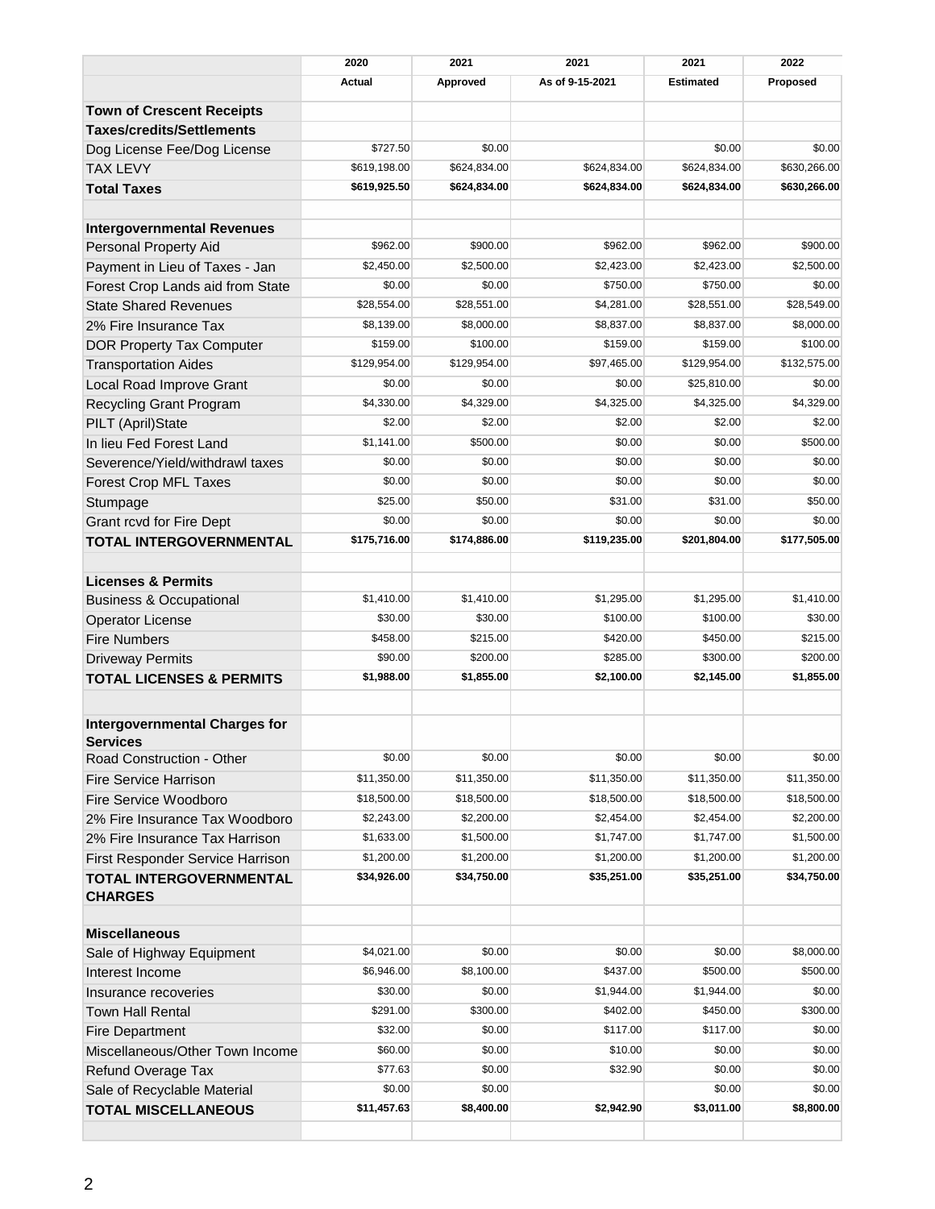| | 2020 | 2021 | 2021 | 2021 | 2022 |
|---|---|---|---|---|---|
| | **Actual** | **Approved** | **As of 9-15-2021** | **Estimated** | **Proposed** |
| **Town of Crescent Receipts** | | | | | |
| **Taxes/credits/Settlements** | | | | | |
| Dog License Fee/Dog License | $727.50 | $0.00 | | $0.00 | $0.00 |
| TAX LEVY | $619,198.00 | $624,834.00 | $624,834.00 | $624,834.00 | $630,266.00 |
| **Total Taxes** | **$619,925.50** | **$624,834.00** | **$624,834.00** | **$624,834.00** | **$630,266.00** |
| | | | | | |
| **Intergovernmental Revenues** | | | | | |
| Personal Property Aid | $962.00 | $900.00 | $962.00 | $962.00 | $900.00 |
| Payment in Lieu of Taxes - Jan | $2,450.00 | $2,500.00 | $2,423.00 | $2,423.00 | $2,500.00 |
| Forest Crop Lands aid from State | $0.00 | $0.00 | $750.00 | $750.00 | $0.00 |
| State Shared Revenues | $28,554.00 | $28,551.00 | $4,281.00 | $28,551.00 | $28,549.00 |
| 2% Fire Insurance Tax | $8,139.00 | $8,000.00 | $8,837.00 | $8,837.00 | $8,000.00 |
| DOR Property Tax Computer | $159.00 | $100.00 | $159.00 | $159.00 | $100.00 |
| Transportation Aides | $129,954.00 | $129,954.00 | $97,465.00 | $129,954.00 | $132,575.00 |
| Local Road Improve Grant | $0.00 | $0.00 | $0.00 | $25,810.00 | $0.00 |
| Recycling Grant Program | $4,330.00 | $4,329.00 | $4,325.00 | $4,325.00 | $4,329.00 |
| PILT (April)State | $2.00 | $2.00 | $2.00 | $2.00 | $2.00 |
| In lieu Fed Forest Land | $1,141.00 | $500.00 | $0.00 | $0.00 | $500.00 |
| Severence/Yield/withdrawl taxes | $0.00 | $0.00 | $0.00 | $0.00 | $0.00 |
| Forest Crop MFL Taxes | $0.00 | $0.00 | $0.00 | $0.00 | $0.00 |
| Stumpage | $25.00 | $50.00 | $31.00 | $31.00 | $50.00 |
| Grant rcvd for Fire Dept | $0.00 | $0.00 | $0.00 | $0.00 | $0.00 |
| **TOTAL INTERGOVERNMENTAL** | **$175,716.00** | **$174,886.00** | **$119,235.00** | **$201,804.00** | **$177,505.00** |
| | | | | | |
| **Licenses & Permits** | | | | | |
| Business & Occupational | $1,410.00 | $1,410.00 | $1,295.00 | $1,295.00 | $1,410.00 |
| Operator License | $30.00 | $30.00 | $100.00 | $100.00 | $30.00 |
| Fire Numbers | $458.00 | $215.00 | $420.00 | $450.00 | $215.00 |
| Driveway Permits | $90.00 | $200.00 | $285.00 | $300.00 | $200.00 |
| **TOTAL LICENSES & PERMITS** | **$1,988.00** | **$1,855.00** | **$2,100.00** | **$2,145.00** | **$1,855.00** |
| | | | | | |
| **Intergovernmental Charges for Services** | | | | | |
| Road Construction - Other | $0.00 | $0.00 | $0.00 | $0.00 | $0.00 |
| Fire Service Harrison | $11,350.00 | $11,350.00 | $11,350.00 | $11,350.00 | $11,350.00 |
| Fire Service Woodboro | $18,500.00 | $18,500.00 | $18,500.00 | $18,500.00 | $18,500.00 |
| 2% Fire Insurance Tax Woodboro | $2,243.00 | $2,200.00 | $2,454.00 | $2,454.00 | $2,200.00 |
| 2% Fire Insurance Tax Harrison | $1,633.00 | $1,500.00 | $1,747.00 | $1,747.00 | $1,500.00 |
| First Responder Service Harrison | $1,200.00 | $1,200.00 | $1,200.00 | $1,200.00 | $1,200.00 |
| **TOTAL INTERGOVERNMENTAL CHARGES** | **$34,926.00** | **$34,750.00** | **$35,251.00** | **$35,251.00** | **$34,750.00** |
| | | | | | |
| **Miscellaneous** | | | | | |
| Sale of Highway Equipment | $4,021.00 | $0.00 | $0.00 | $0.00 | $8,000.00 |
| Interest Income | $6,946.00 | $8,100.00 | $437.00 | $500.00 | $500.00 |
| Insurance recoveries | $30.00 | $0.00 | $1,944.00 | $1,944.00 | $0.00 |
| Town Hall Rental | $291.00 | $300.00 | $402.00 | $450.00 | $300.00 |
| Fire Department | $32.00 | $0.00 | $117.00 | $117.00 | $0.00 |
| Miscellaneous/Other Town Income | $60.00 | $0.00 | $10.00 | $0.00 | $0.00 |
| Refund Overage Tax | $77.63 | $0.00 | $32.90 | $0.00 | $0.00 |
| Sale of Recyclable Material | $0.00 | $0.00 | | $0.00 | $0.00 |
| **TOTAL MISCELLANEOUS** | **$11,457.63** | **$8,400.00** | **$2,942.90** | **$3,011.00** | **$8,800.00** |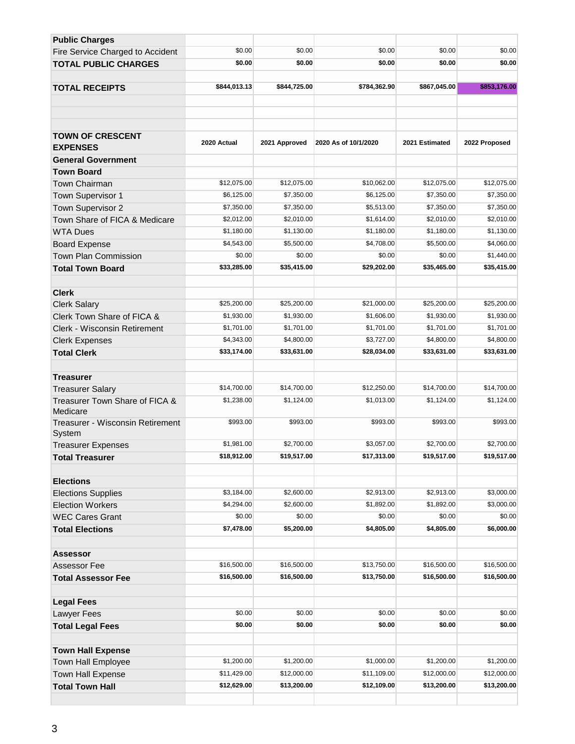| Public Charges | | | | | |
|---|---|---|---|---|---|
| Fire Service Charged to Accident | $0.00 | $0.00 | $0.00 | $0.00 | $0.00 |
| **TOTAL PUBLIC CHARGES** | **$0.00** | **$0.00** | **$0.00** | **$0.00** | **$0.00** |
| | | | | | |
| **TOTAL RECEIPTS** | **$844,013.13** | **$844,725.00** | **$784,362.90** | **$867,045.00** | **$853,176.00** |

| **TOWN OF CRESCENT EXPENSES** | **2020 Actual** | **2021 Approved** | **2020 As of 10/1/2020** | **2021 Estimated** | **2022 Proposed** |
|---|---|---|---|---|---|
| **General Government** | | | | | |
| **Town Board** | | | | | |
| Town Chairman | $12,075.00 | $12,075.00 | $10,062.00 | $12,075.00 | $12,075.00 |
| Town Supervisor 1 | $6,125.00 | $7,350.00 | $6,125.00 | $7,350.00 | $7,350.00 |
| Town Supervisor 2 | $7,350.00 | $7,350.00 | $5,513.00 | $7,350.00 | $7,350.00 |
| Town Share of FICA & Medicare | $2,012.00 | $2,010.00 | $1,614.00 | $2,010.00 | $2,010.00 |
| WTA Dues | $1,180.00 | $1,130.00 | $1,180.00 | $1,180.00 | $1,130.00 |
| Board Expense | $4,543.00 | $5,500.00 | $4,708.00 | $5,500.00 | $4,060.00 |
| Town Plan Commission | $0.00 | $0.00 | $0.00 | $0.00 | $1,440.00 |
| **Total Town Board** | **$33,285.00** | **$35,415.00** | **$29,202.00** | **$35,465.00** | **$35,415.00** |
| | | | | | |
| **Clerk** | | | | | |
| Clerk Salary | $25,200.00 | $25,200.00 | $21,000.00 | $25,200.00 | $25,200.00 |
| Clerk Town Share of FICA & | $1,930.00 | $1,930.00 | $1,606.00 | $1,930.00 | $1,930.00 |
| Clerk - Wisconsin Retirement | $1,701.00 | $1,701.00 | $1,701.00 | $1,701.00 | $1,701.00 |
| Clerk Expenses | $4,343.00 | $4,800.00 | $3,727.00 | $4,800.00 | $4,800.00 |
| **Total Clerk** | **$33,174.00** | **$33,631.00** | **$28,034.00** | **$33,631.00** | **$33,631.00** |
| | | | | | |
| **Treasurer** | | | | | |
| Treasurer Salary | $14,700.00 | $14,700.00 | $12,250.00 | $14,700.00 | $14,700.00 |
| Treasurer Town Share of FICA & Medicare | $1,238.00 | $1,124.00 | $1,013.00 | $1,124.00 | $1,124.00 |
| Treasurer - Wisconsin Retirement System | $993.00 | $993.00 | $993.00 | $993.00 | $993.00 |
| Treasurer Expenses | $1,981.00 | $2,700.00 | $3,057.00 | $2,700.00 | $2,700.00 |
| **Total Treasurer** | **$18,912.00** | **$19,517.00** | **$17,313.00** | **$19,517.00** | **$19,517.00** |
| | | | | | |
| **Elections** | | | | | |
| Elections Supplies | $3,184.00 | $2,600.00 | $2,913.00 | $2,913.00 | $3,000.00 |
| Election Workers | $4,294.00 | $2,600.00 | $1,892.00 | $1,892.00 | $3,000.00 |
| WEC Cares Grant | $0.00 | $0.00 | $0.00 | $0.00 | $0.00 |
| **Total Elections** | **$7,478.00** | **$5,200.00** | **$4,805.00** | **$4,805.00** | **$6,000.00** |
| | | | | | |
| **Assessor** | | | | | |
| Assessor Fee | $16,500.00 | $16,500.00 | $13,750.00 | $16,500.00 | $16,500.00 |
| **Total Assessor Fee** | **$16,500.00** | **$16,500.00** | **$13,750.00** | **$16,500.00** | **$16,500.00** |
| | | | | | |
| **Legal Fees** | | | | | |
| Lawyer Fees | $0.00 | $0.00 | $0.00 | $0.00 | $0.00 |
| **Total Legal Fees** | **$0.00** | **$0.00** | **$0.00** | **$0.00** | **$0.00** |
| | | | | | |
| **Town Hall Expense** | | | | | |
| Town Hall Employee | $1,200.00 | $1,200.00 | $1,000.00 | $1,200.00 | $1,200.00 |
| Town Hall Expense | $11,429.00 | $12,000.00 | $11,109.00 | $12,000.00 | $12,000.00 |
| **Total Town Hall** | **$12,629.00** | **$13,200.00** | **$12,109.00** | **$13,200.00** | **$13,200.00** |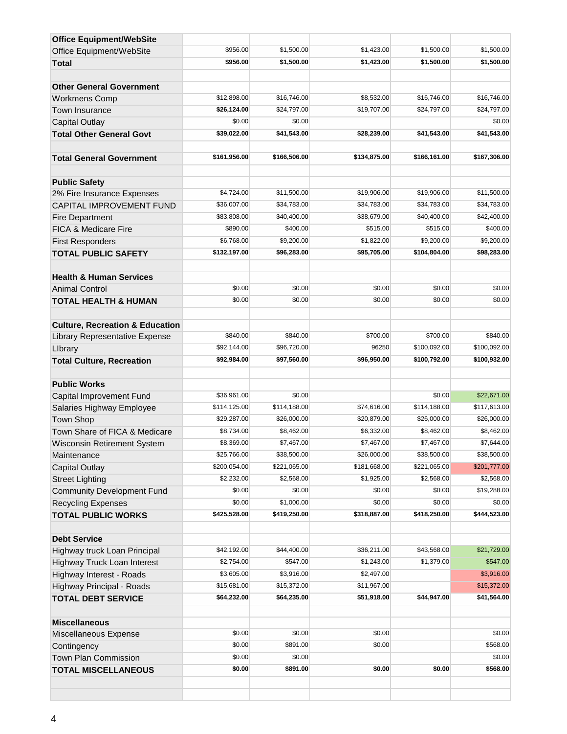| | | | | | |
|---|---|---|---|---|---|
| **Office Equipment/WebSite** | | | | | |
| Office Equipment/WebSite | $956.00 | $1,500.00 | $1,423.00 | $1,500.00 | $1,500.00 |
| **Total** | **$956.00** | **$1,500.00** | **$1,423.00** | **$1,500.00** | **$1,500.00** |
| | | | | | |
| **Other General Government** | | | | | |
| Workmens Comp | $12,898.00 | $16,746.00 | $8,532.00 | $16,746.00 | $16,746.00 |
| Town Insurance | **$26,124.00** | $24,797.00 | $19,707.00 | $24,797.00 | $24,797.00 |
| Capital Outlay | $0.00 | $0.00 | | | $0.00 |
| **Total Other General Govt** | **$39,022.00** | **$41,543.00** | **$28,239.00** | **$41,543.00** | **$41,543.00** |
| | | | | | |
| **Total General Government** | **$161,956.00** | **$166,506.00** | **$134,875.00** | **$166,161.00** | **$167,306.00** |
| | | | | | |
| **Public Safety** | | | | | |
| 2% Fire Insurance Expenses | $4,724.00 | $11,500.00 | $19,906.00 | $19,906.00 | $11,500.00 |
| CAPITAL IMPROVEMENT FUND | $36,007.00 | $34,783.00 | $34,783.00 | $34,783.00 | $34,783.00 |
| Fire Department | $83,808.00 | $40,400.00 | $38,679.00 | $40,400.00 | $42,400.00 |
| FICA & Medicare Fire | $890.00 | $400.00 | $515.00 | $515.00 | $400.00 |
| First Responders | $6,768.00 | $9,200.00 | $1,822.00 | $9,200.00 | $9,200.00 |
| **TOTAL PUBLIC SAFETY** | **$132,197.00** | **$96,283.00** | **$95,705.00** | **$104,804.00** | **$98,283.00** |
| | | | | | |
| **Health & Human Services** | | | | | |
| Animal Control | $0.00 | $0.00 | $0.00 | $0.00 | $0.00 |
| **TOTAL HEALTH & HUMAN** | $0.00 | $0.00 | $0.00 | $0.00 | $0.00 |
| | | | | | |
| **Culture, Recreation & Education** | | | | | |
| Library Representative Expense | $840.00 | $840.00 | $700.00 | $700.00 | $840.00 |
| LIbrary | $92,144.00 | $96,720.00 | 96250 | $100,092.00 | $100,092.00 |
| **Total Culture, Recreation** | **$92,984.00** | **$97,560.00** | **$96,950.00** | **$100,792.00** | **$100,932.00** |
| | | | | | |
| **Public Works** | | | | | |
| Capital Improvement Fund | $36,961.00 | $0.00 | | $0.00 | $22,671.00 |
| Salaries Highway Employee | $114,125.00 | $114,188.00 | $74,616.00 | $114,188.00 | $117,613.00 |
| Town Shop | $29,287.00 | $26,000.00 | $20,879.00 | $26,000.00 | $26,000.00 |
| Town Share of FICA & Medicare | $8,734.00 | $8,462.00 | $6,332.00 | $8,462.00 | $8,462.00 |
| Wisconsin Retirement System | $8,369.00 | $7,467.00 | $7,467.00 | $7,467.00 | $7,644.00 |
| Maintenance | $25,766.00 | $38,500.00 | $26,000.00 | $38,500.00 | $38,500.00 |
| Capital Outlay | $200,054.00 | $221,065.00 | $181,668.00 | $221,065.00 | $201,777.00 |
| Street Lighting | $2,232.00 | $2,568.00 | $1,925.00 | $2,568.00 | $2,568.00 |
| Community Development Fund | $0.00 | $0.00 | $0.00 | $0.00 | $19,288.00 |
| Recycling Expenses | $0.00 | $1,000.00 | $0.00 | $0.00 | $0.00 |
| **TOTAL PUBLIC WORKS** | **$425,528.00** | **$419,250.00** | **$318,887.00** | **$418,250.00** | **$444,523.00** |
| | | | | | |
| **Debt Service** | | | | | |
| Highway truck Loan Principal | $42,192.00 | $44,400.00 | $36,211.00 | $43,568.00 | $21,729.00 |
| Highway Truck Loan Interest | $2,754.00 | $547.00 | $1,243.00 | $1,379.00 | $547.00 |
| Highway Interest - Roads | $3,605.00 | $3,916.00 | $2,497.00 | | $3,916.00 |
| Highway Principal - Roads | $15,681.00 | $15,372.00 | $11,967.00 | | $15,372.00 |
| **TOTAL DEBT SERVICE** | **$64,232.00** | **$64,235.00** | **$51,918.00** | **$44,947.00** | **$41,564.00** |
| | | | | | |
| **Miscellaneous** | | | | | |
| Miscellaneous Expense | $0.00 | $0.00 | $0.00 | | $0.00 |
| Contingency | $0.00 | $891.00 | $0.00 | | $568.00 |
| Town Plan Commission | $0.00 | $0.00 | $0.00 | | $0.00 |
| **TOTAL MISCELLANEOUS** | **$0.00** | **$891.00** | **$0.00** | **$0.00** | **$568.00** |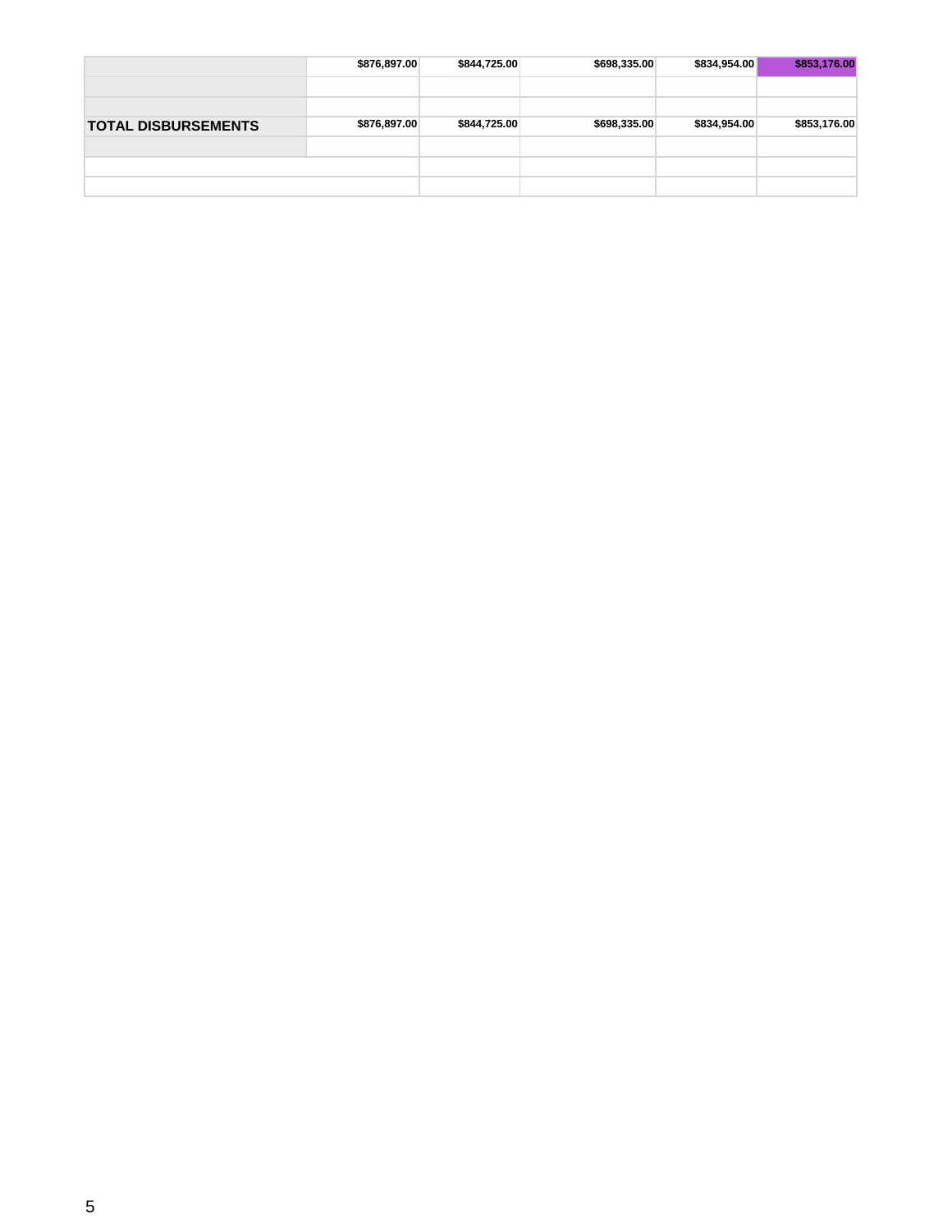| | | | | | |
|---|---|---|---|---|---|
| | $876,897.00 | $844,725.00 | $698,335.00 | $834,954.00 | $853,176.00 |
| | | | | | |
| | | | | | |
| **TOTAL DISBURSEMENTS** | $876,897.00 | $844,725.00 | $698,335.00 | $834,954.00 | $853,176.00 |
| | | | | | |
| | | | | | |
| | | | | | |